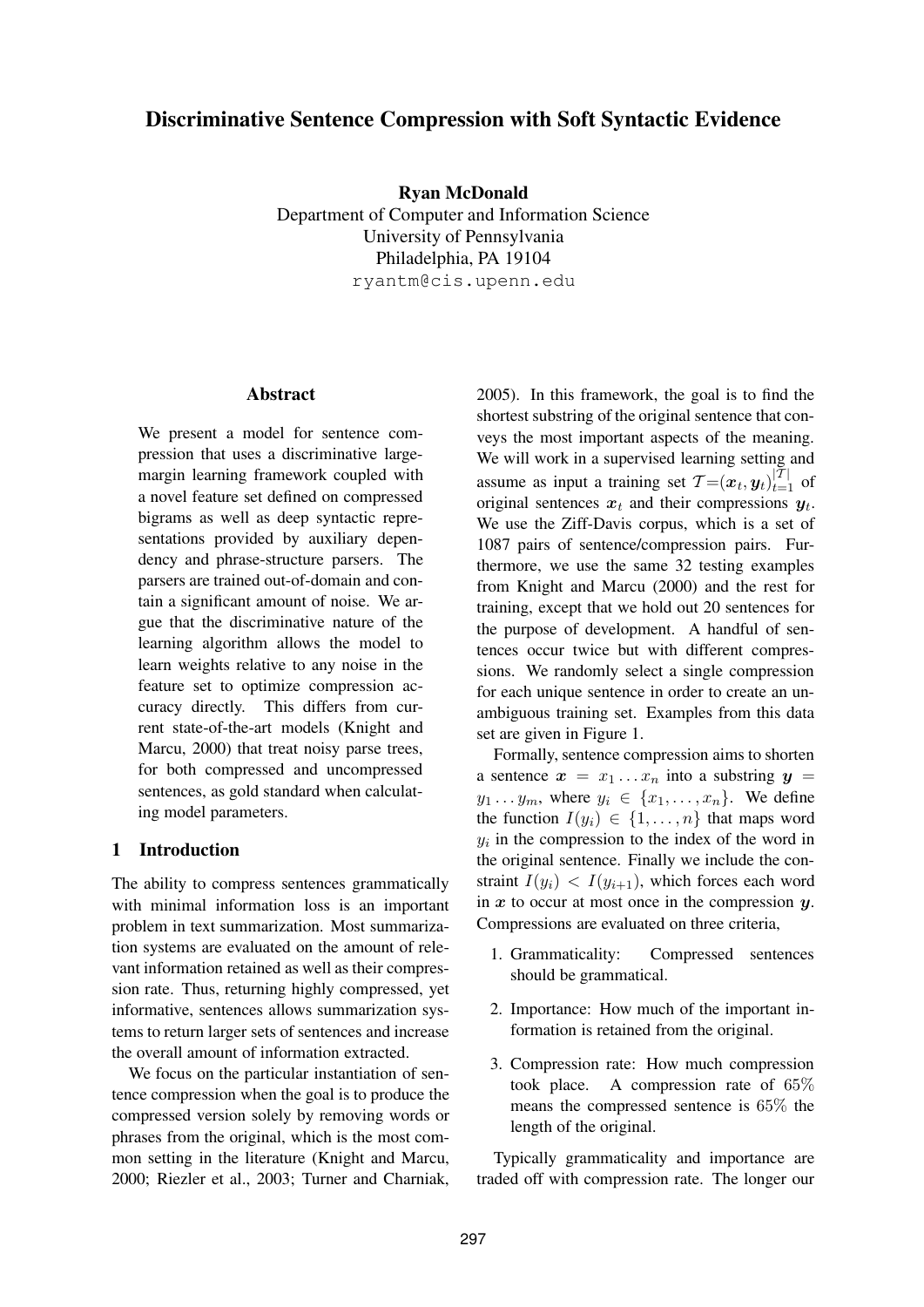# Discriminative Sentence Compression with Soft Syntactic Evidence

**Ryan McDonald**
Department of Computer and Information Science
University of Pennsylvania
Philadelphia, PA 19104
ryantm@cis.upenn.edu

## Abstract

We present a model for sentence compression that uses a discriminative large-margin learning framework coupled with a novel feature set defined on compressed bigrams as well as deep syntactic representations provided by auxiliary dependency and phrase-structure parsers. The parsers are trained out-of-domain and contain a significant amount of noise. We argue that the discriminative nature of the learning algorithm allows the model to learn weights relative to any noise in the feature set to optimize compression accuracy directly. This differs from current state-of-the-art models (Knight and Marcu, 2000) that treat noisy parse trees, for both compressed and uncompressed sentences, as gold standard when calculating model parameters.

## 1 Introduction

The ability to compress sentences grammatically with minimal information loss is an important problem in text summarization. Most summarization systems are evaluated on the amount of relevant information retained as well as their compression rate. Thus, returning highly compressed, yet informative, sentences allows summarization systems to return larger sets of sentences and increase the overall amount of information extracted.

We focus on the particular instantiation of sentence compression when the goal is to produce the compressed version solely by removing words or phrases from the original, which is the most common setting in the literature (Knight and Marcu, 2000; Riezler et al., 2003; Turner and Charniak, 2005). In this framework, the goal is to find the shortest substring of the original sentence that conveys the most important aspects of the meaning. We will work in a supervised learning setting and assume as input a training set $\mathcal{T}=(\boldsymbol{x}_t, \boldsymbol{y}_t)_{t=1}^{|\mathcal{T}|}$ of original sentences $\boldsymbol{x}_t$ and their compressions $\boldsymbol{y}_t$. We use the Ziff-Davis corpus, which is a set of 1087 pairs of sentence/compression pairs. Furthermore, we use the same 32 testing examples from Knight and Marcu (2000) and the rest for training, except that we hold out 20 sentences for the purpose of development. A handful of sentences occur twice but with different compressions. We randomly select a single compression for each unique sentence in order to create an unambiguous training set. Examples from this data set are given in Figure 1.

Formally, sentence compression aims to shorten a sentence $\boldsymbol{x} = x_1 \dots x_n$ into a substring $\boldsymbol{y} = y_1 \dots y_m$, where $y_i \in \{x_1, \dots, x_n\}$. We define the function $I(y_i) \in \{1, \dots, n\}$ that maps word $y_i$ in the compression to the index of the word in the original sentence. Finally we include the constraint $I(y_i) < I(y_{i+1})$, which forces each word in $\boldsymbol{x}$ to occur at most once in the compression $\boldsymbol{y}$. Compressions are evaluated on three criteria,

1. Grammaticality: Compressed sentences should be grammatical.
2. Importance: How much of the important information is retained from the original.
3. Compression rate: How much compression took place. A compression rate of $65\%$ means the compressed sentence is $65\%$ the length of the original.

Typically grammaticality and importance are traded off with compression rate. The longer our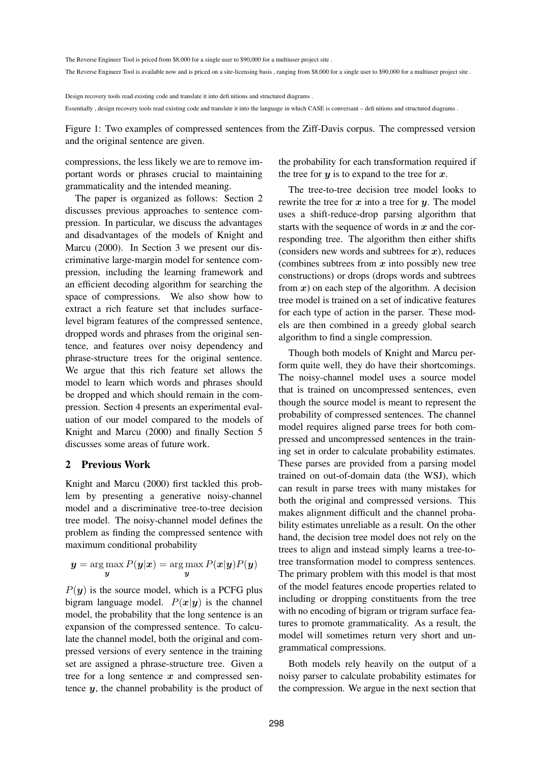The Reverse Engineer Tool is priced from $8,000 for a single user to $90,000 for a multiuser project site .

The Reverse Engineer Tool is available now and is priced on a site-licensing basis , ranging from $8,000 for a single user to $90,000 for a multiuser project site .

Design recovery tools read existing code and translate it into definitions and structured diagrams .

Essentially , design recovery tools read existing code and translate it into the language in which CASE is conversant – definitions and structured diagrams .

Figure 1: Two examples of compressed sentences from the Ziff-Davis corpus. The compressed version and the original sentence are given.

compressions, the less likely we are to remove important words or phrases crucial to maintaining grammaticality and the intended meaning.

The paper is organized as follows: Section 2 discusses previous approaches to sentence compression. In particular, we discuss the advantages and disadvantages of the models of Knight and Marcu (2000). In Section 3 we present our discriminative large-margin model for sentence compression, including the learning framework and an efficient decoding algorithm for searching the space of compressions. We also show how to extract a rich feature set that includes surface-level bigram features of the compressed sentence, dropped words and phrases from the original sentence, and features over noisy dependency and phrase-structure trees for the original sentence. We argue that this rich feature set allows the model to learn which words and phrases should be dropped and which should remain in the compression. Section 4 presents an experimental evaluation of our model compared to the models of Knight and Marcu (2000) and finally Section 5 discusses some areas of future work.

## 2 Previous Work

Knight and Marcu (2000) first tackled this problem by presenting a generative noisy-channel model and a discriminative tree-to-tree decision tree model. The noisy-channel model defines the problem as finding the compressed sentence with maximum conditional probability

$$\boldsymbol{y} = \arg\max_{\boldsymbol{y}} P(\boldsymbol{y}|\boldsymbol{x}) = \arg\max_{\boldsymbol{y}} P(\boldsymbol{x}|\boldsymbol{y})P(\boldsymbol{y})$$

$P(\boldsymbol{y})$ is the source model, which is a PCFG plus bigram language model. $P(\boldsymbol{x}|\boldsymbol{y})$ is the channel model, the probability that the long sentence is an expansion of the compressed sentence. To calculate the channel model, both the original and compressed versions of every sentence in the training set are assigned a phrase-structure tree. Given a tree for a long sentence $\boldsymbol{x}$ and compressed sentence $\boldsymbol{y}$, the channel probability is the product of the probability for each transformation required if the tree for $\boldsymbol{y}$ is to expand to the tree for $\boldsymbol{x}$.

The tree-to-tree decision tree model looks to rewrite the tree for $\boldsymbol{x}$ into a tree for $\boldsymbol{y}$. The model uses a shift-reduce-drop parsing algorithm that starts with the sequence of words in $\boldsymbol{x}$ and the corresponding tree. The algorithm then either shifts (considers new words and subtrees for $\boldsymbol{x}$), reduces (combines subtrees from $\boldsymbol{x}$ into possibly new tree constructions) or drops (drops words and subtrees from $\boldsymbol{x}$) on each step of the algorithm. A decision tree model is trained on a set of indicative features for each type of action in the parser. These models are then combined in a greedy global search algorithm to find a single compression.

Though both models of Knight and Marcu perform quite well, they do have their shortcomings. The noisy-channel model uses a source model that is trained on uncompressed sentences, even though the source model is meant to represent the probability of compressed sentences. The channel model requires aligned parse trees for both compressed and uncompressed sentences in the training set in order to calculate probability estimates. These parses are provided from a parsing model trained on out-of-domain data (the WSJ), which can result in parse trees with many mistakes for both the original and compressed versions. This makes alignment difficult and the channel probability estimates unreliable as a result. On the other hand, the decision tree model does not rely on the trees to align and instead simply learns a tree-to-tree transformation model to compress sentences. The primary problem with this model is that most of the model features encode properties related to including or dropping constituents from the tree with no encoding of bigram or trigram surface features to promote grammaticality. As a result, the model will sometimes return very short and ungrammatical compressions.

Both models rely heavily on the output of a noisy parser to calculate probability estimates for the compression. We argue in the next section that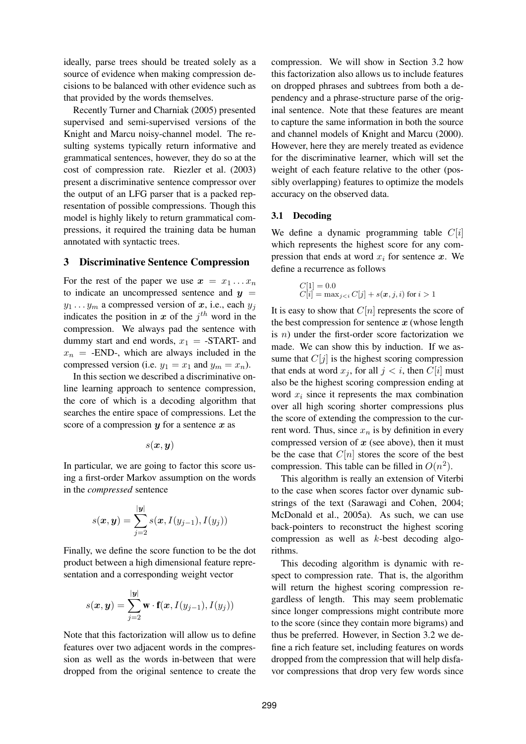ideally, parse trees should be treated solely as a source of evidence when making compression decisions to be balanced with other evidence such as that provided by the words themselves.

Recently Turner and Charniak (2005) presented supervised and semi-supervised versions of the Knight and Marcu noisy-channel model. The resulting systems typically return informative and grammatical sentences, however, they do so at the cost of compression rate. Riezler et al. (2003) present a discriminative sentence compressor over the output of an LFG parser that is a packed representation of possible compressions. Though this model is highly likely to return grammatical compressions, it required the training data be human annotated with syntactic trees.

## 3 Discriminative Sentence Compression

For the rest of the paper we use $\boldsymbol{x} = x_1 \ldots x_n$ to indicate an uncompressed sentence and $\boldsymbol{y} = y_1 \ldots y_m$ a compressed version of $\boldsymbol{x}$, i.e., each $y_j$ indicates the position in $\boldsymbol{x}$ of the $j^{th}$ word in the compression. We always pad the sentence with dummy start and end words, $x_1$ = -START- and $x_n$ = -END-, which are always included in the compressed version (i.e. $y_1 = x_1$ and $y_m = x_n$).

In this section we described a discriminative online learning approach to sentence compression, the core of which is a decoding algorithm that searches the entire space of compressions. Let the score of a compression $\boldsymbol{y}$ for a sentence $\boldsymbol{x}$ as

$$s(\boldsymbol{x}, \boldsymbol{y})$$

In particular, we are going to factor this score using a first-order Markov assumption on the words in the *compressed* sentence

$$s(\boldsymbol{x}, \boldsymbol{y}) = \sum_{j=2}^{|\boldsymbol{y}|} s(\boldsymbol{x}, I(y_{j-1}), I(y_j))$$

Finally, we define the score function to be the dot product between a high dimensional feature representation and a corresponding weight vector

$$s(\boldsymbol{x}, \boldsymbol{y}) = \sum_{j=2}^{|\boldsymbol{y}|} \mathbf{w} \cdot \mathbf{f}(\boldsymbol{x}, I(y_{j-1}), I(y_j))$$

Note that this factorization will allow us to define features over two adjacent words in the compression as well as the words in-between that were dropped from the original sentence to create the compression. We will show in Section 3.2 how this factorization also allows us to include features on dropped phrases and subtrees from both a dependency and a phrase-structure parse of the original sentence. Note that these features are meant to capture the same information in both the source and channel models of Knight and Marcu (2000). However, here they are merely treated as evidence for the discriminative learner, which will set the weight of each feature relative to the other (possibly overlapping) features to optimize the models accuracy on the observed data.

### 3.1 Decoding

We define a dynamic programming table $C[i]$ which represents the highest score for any compression that ends at word $x_i$ for sentence $\boldsymbol{x}$. We define a recurrence as follows

$$C[1] = 0.0$$
$$C[i] = \max_{j<i} C[j] + s(\boldsymbol{x}, j, i) \text{ for } i > 1$$

It is easy to show that $C[n]$ represents the score of the best compression for sentence $\boldsymbol{x}$ (whose length is $n$) under the first-order score factorization we made. We can show this by induction. If we assume that $C[j]$ is the highest scoring compression that ends at word $x_j$, for all $j < i$, then $C[i]$ must also be the highest scoring compression ending at word $x_i$ since it represents the max combination over all high scoring shorter compressions plus the score of extending the compression to the current word. Thus, since $x_n$ is by definition in every compressed version of $\boldsymbol{x}$ (see above), then it must be the case that $C[n]$ stores the score of the best compression. This table can be filled in $O(n^2)$.

This algorithm is really an extension of Viterbi to the case when scores factor over dynamic substrings of the text (Sarawagi and Cohen, 2004; McDonald et al., 2005a). As such, we can use back-pointers to reconstruct the highest scoring compression as well as $k$-best decoding algorithms.

This decoding algorithm is dynamic with respect to compression rate. That is, the algorithm will return the highest scoring compression regardless of length. This may seem problematic since longer compressions might contribute more to the score (since they contain more bigrams) and thus be preferred. However, in Section 3.2 we define a rich feature set, including features on words dropped from the compression that will help disfavor compressions that drop very few words since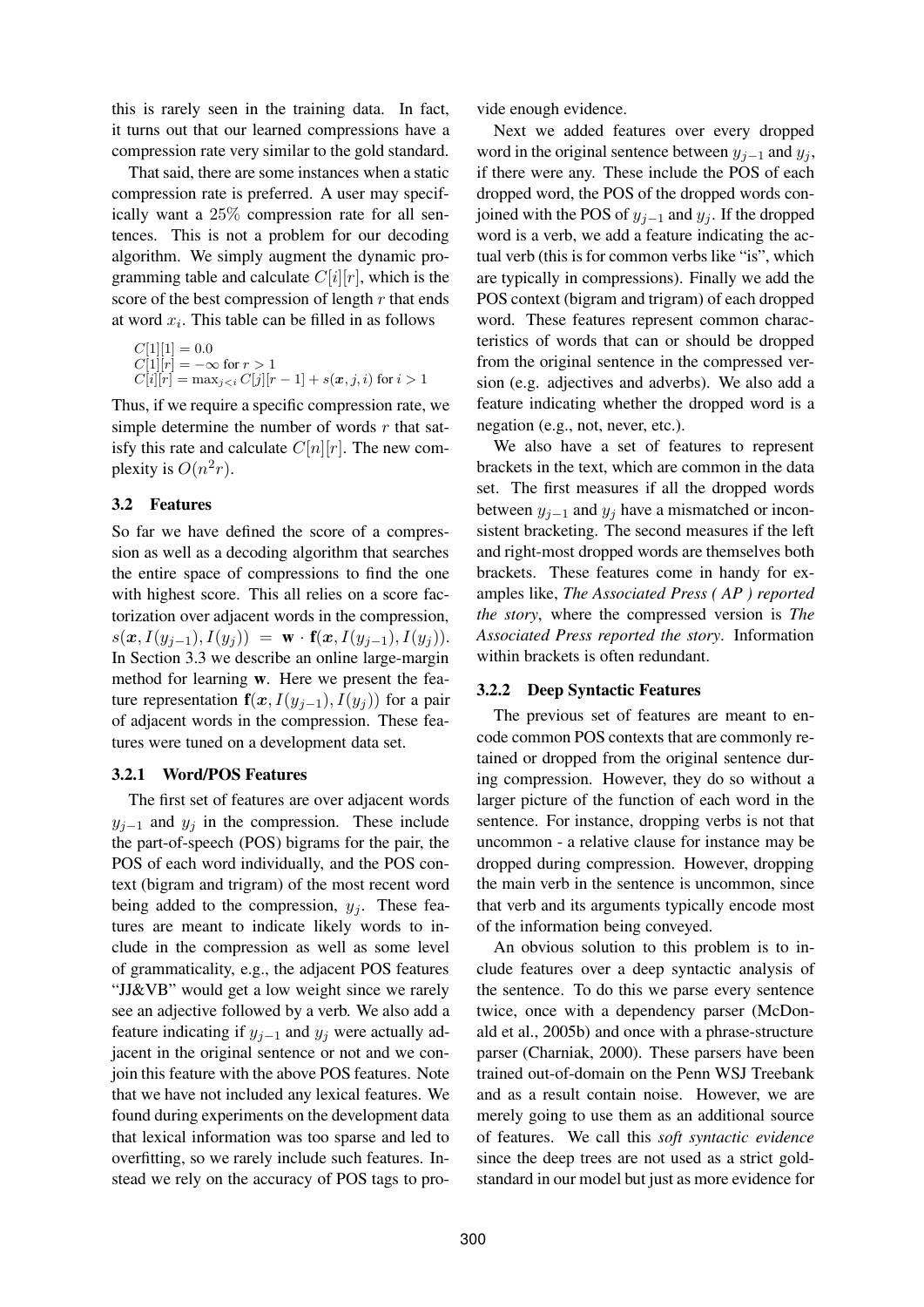this is rarely seen in the training data. In fact, it turns out that our learned compressions have a compression rate very similar to the gold standard.

That said, there are some instances when a static compression rate is preferred. A user may specifically want a 25% compression rate for all sentences. This is not a problem for our decoding algorithm. We simply augment the dynamic programming table and calculate $C[i][r]$, which is the score of the best compression of length $r$ that ends at word $x_i$. This table can be filled in as follows

$$C[1][1] = 0.0$$
$$C[1][r] = -\infty \text{ for } r > 1$$
$$C[i][r] = \max_{j<i} C[j][r-1] + s(\boldsymbol{x}, j, i) \text{ for } i > 1$$

Thus, if we require a specific compression rate, we simple determine the number of words $r$ that satisfy this rate and calculate $C[n][r]$. The new complexity is $O(n^2 r)$.

### 3.2 Features

So far we have defined the score of a compression as well as a decoding algorithm that searches the entire space of compressions to find the one with highest score. This all relies on a score factorization over adjacent words in the compression, $s(\boldsymbol{x}, I(y_{j-1}), I(y_j)) = \mathbf{w} \cdot \mathbf{f}(\boldsymbol{x}, I(y_{j-1}), I(y_j))$. In Section 3.3 we describe an online large-margin method for learning $\mathbf{w}$. Here we present the feature representation $\mathbf{f}(\boldsymbol{x}, I(y_{j-1}), I(y_j))$ for a pair of adjacent words in the compression. These features were tuned on a development data set.

#### 3.2.1 Word/POS Features

The first set of features are over adjacent words $y_{j-1}$ and $y_j$ in the compression. These include the part-of-speech (POS) bigrams for the pair, the POS of each word individually, and the POS context (bigram and trigram) of the most recent word being added to the compression, $y_j$. These features are meant to indicate likely words to include in the compression as well as some level of grammaticality, e.g., the adjacent POS features "JJ&VB" would get a low weight since we rarely see an adjective followed by a verb. We also add a feature indicating if $y_{j-1}$ and $y_j$ were actually adjacent in the original sentence or not and we conjoin this feature with the above POS features. Note that we have not included any lexical features. We found during experiments on the development data that lexical information was too sparse and led to overfitting, so we rarely include such features. Instead we rely on the accuracy of POS tags to provide enough evidence.

Next we added features over every dropped word in the original sentence between $y_{j-1}$ and $y_j$, if there were any. These include the POS of each dropped word, the POS of the dropped words conjoined with the POS of $y_{j-1}$ and $y_j$. If the dropped word is a verb, we add a feature indicating the actual verb (this is for common verbs like "is", which are typically in compressions). Finally we add the POS context (bigram and trigram) of each dropped word. These features represent common characteristics of words that can or should be dropped from the original sentence in the compressed version (e.g. adjectives and adverbs). We also add a feature indicating whether the dropped word is a negation (e.g., not, never, etc.).

We also have a set of features to represent brackets in the text, which are common in the data set. The first measures if all the dropped words between $y_{j-1}$ and $y_j$ have a mismatched or inconsistent bracketing. The second measures if the left and right-most dropped words are themselves both brackets. These features come in handy for examples like, *The Associated Press ( AP ) reported the story*, where the compressed version is *The Associated Press reported the story*. Information within brackets is often redundant.

#### 3.2.2 Deep Syntactic Features

The previous set of features are meant to encode common POS contexts that are commonly retained or dropped from the original sentence during compression. However, they do so without a larger picture of the function of each word in the sentence. For instance, dropping verbs is not that uncommon - a relative clause for instance may be dropped during compression. However, dropping the main verb in the sentence is uncommon, since that verb and its arguments typically encode most of the information being conveyed.

An obvious solution to this problem is to include features over a deep syntactic analysis of the sentence. To do this we parse every sentence twice, once with a dependency parser (McDonald et al., 2005b) and once with a phrase-structure parser (Charniak, 2000). These parsers have been trained out-of-domain on the Penn WSJ Treebank and as a result contain noise. However, we are merely going to use them as an additional source of features. We call this *soft syntactic evidence* since the deep trees are not used as a strict gold-standard in our model but just as more evidence for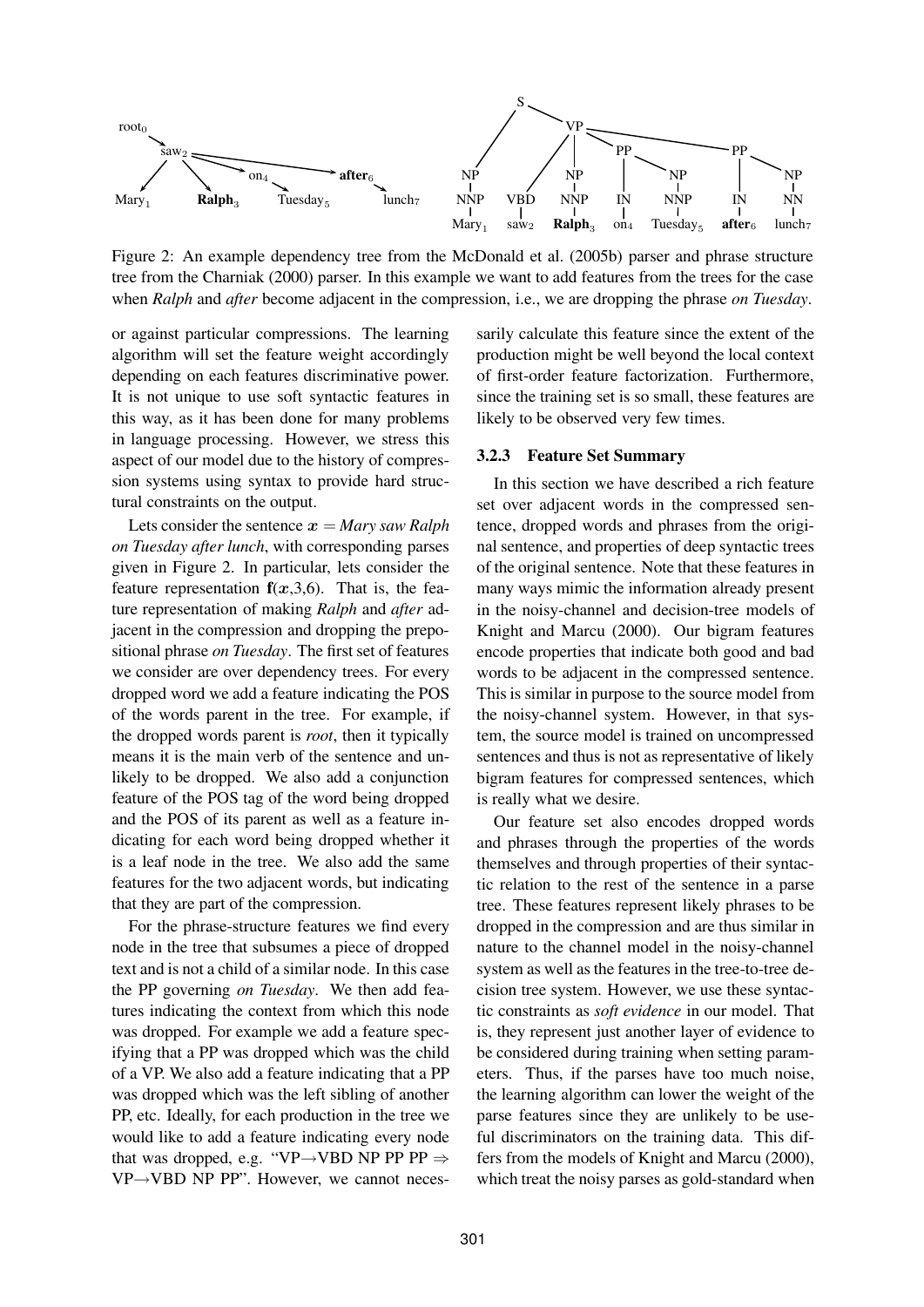Figure 2: An example dependency tree from the McDonald et al. (2005b) parser and phrase structure tree from the Charniak (2000) parser. In this example we want to add features from the trees for the case when *Ralph* and *after* become adjacent in the compression, i.e., we are dropping the phrase *on Tuesday*.

or against particular compressions. The learning algorithm will set the feature weight accordingly depending on each features discriminative power. It is not unique to use soft syntactic features in this way, as it has been done for many problems in language processing. However, we stress this aspect of our model due to the history of compression systems using syntax to provide hard structural constraints on the output.

Lets consider the sentence $\boldsymbol{x}$ = *Mary saw Ralph on Tuesday after lunch*, with corresponding parses given in Figure 2. In particular, lets consider the feature representation $\mathbf{f}(\boldsymbol{x},3,6)$. That is, the feature representation of making *Ralph* and *after* adjacent in the compression and dropping the prepositional phrase *on Tuesday*. The first set of features we consider are over dependency trees. For every dropped word we add a feature indicating the POS of the words parent in the tree. For example, if the dropped words parent is *root*, then it typically means it is the main verb of the sentence and unlikely to be dropped. We also add a conjunction feature of the POS tag of the word being dropped and the POS of its parent as well as a feature indicating for each word being dropped whether it is a leaf node in the tree. We also add the same features for the two adjacent words, but indicating that they are part of the compression.

For the phrase-structure features we find every node in the tree that subsumes a piece of dropped text and is not a child of a similar node. In this case the PP governing *on Tuesday*. We then add features indicating the context from which this node was dropped. For example we add a feature specifying that a PP was dropped which was the child of a VP. We also add a feature indicating that a PP was dropped which was the left sibling of another PP, etc. Ideally, for each production in the tree we would like to add a feature indicating every node that was dropped, e.g. "VP→VBD NP PP PP ⇒ VP→VBD NP PP". However, we cannot necessarily calculate this feature since the extent of the production might be well beyond the local context of first-order feature factorization. Furthermore, since the training set is so small, these features are likely to be observed very few times.

### 3.2.3 Feature Set Summary

In this section we have described a rich feature set over adjacent words in the compressed sentence, dropped words and phrases from the original sentence, and properties of deep syntactic trees of the original sentence. Note that these features in many ways mimic the information already present in the noisy-channel and decision-tree models of Knight and Marcu (2000). Our bigram features encode properties that indicate both good and bad words to be adjacent in the compressed sentence. This is similar in purpose to the source model from the noisy-channel system. However, in that system, the source model is trained on uncompressed sentences and thus is not as representative of likely bigram features for compressed sentences, which is really what we desire.

Our feature set also encodes dropped words and phrases through the properties of the words themselves and through properties of their syntactic relation to the rest of the sentence in a parse tree. These features represent likely phrases to be dropped in the compression and are thus similar in nature to the channel model in the noisy-channel system as well as the features in the tree-to-tree decision tree system. However, we use these syntactic constraints as *soft evidence* in our model. That is, they represent just another layer of evidence to be considered during training when setting parameters. Thus, if the parses have too much noise, the learning algorithm can lower the weight of the parse features since they are unlikely to be useful discriminators on the training data. This differs from the models of Knight and Marcu (2000), which treat the noisy parses as gold-standard when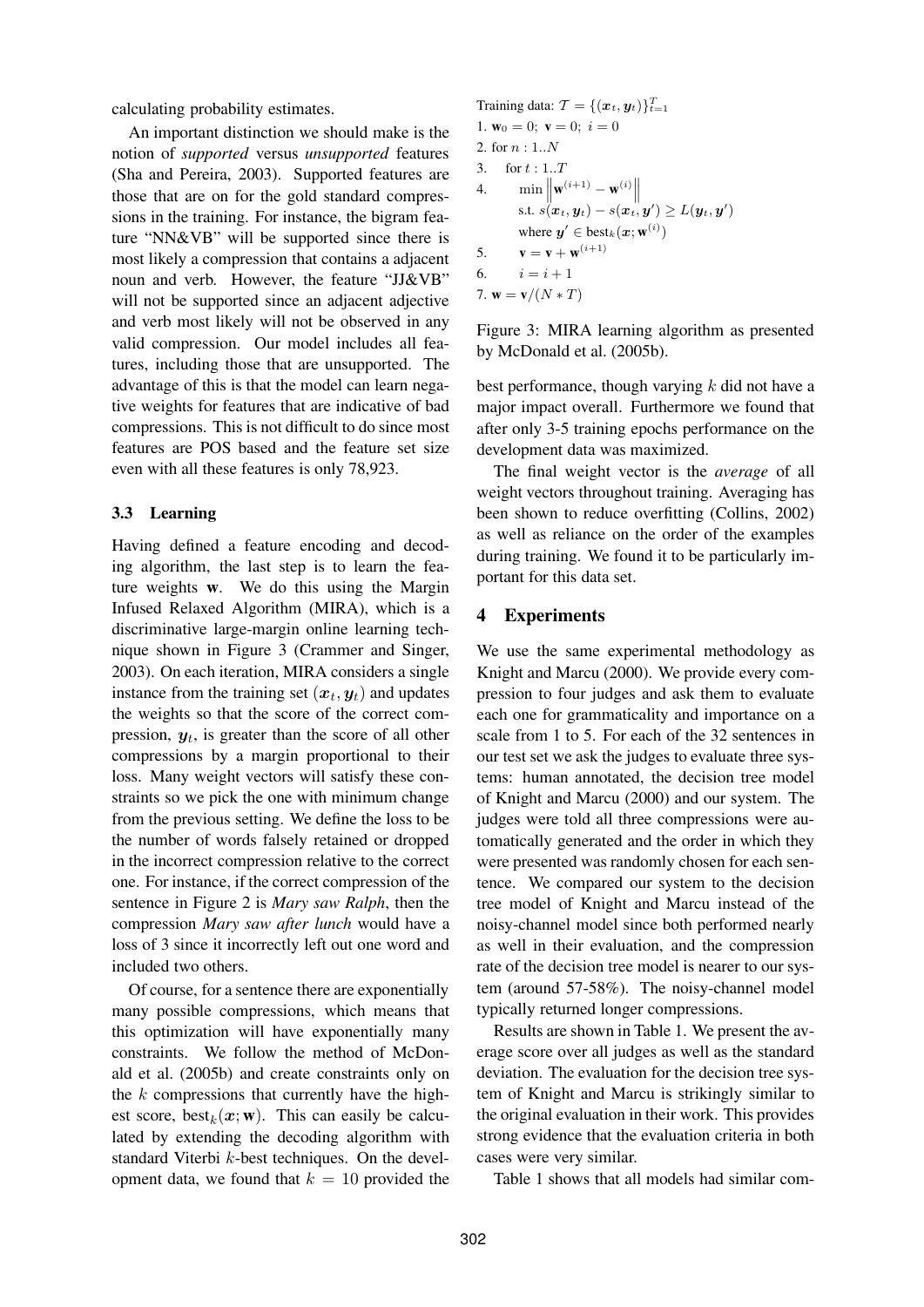calculating probability estimates.

An important distinction we should make is the notion of *supported* versus *unsupported* features (Sha and Pereira, 2003). Supported features are those that are on for the gold standard compressions in the training. For instance, the bigram feature "NN&VB" will be supported since there is most likely a compression that contains a adjacent noun and verb. However, the feature "JJ&VB" will not be supported since an adjacent adjective and verb most likely will not be observed in any valid compression. Our model includes all features, including those that are unsupported. The advantage of this is that the model can learn negative weights for features that are indicative of bad compressions. This is not difficult to do since most features are POS based and the feature set size even with all these features is only 78,923.

### 3.3 Learning

Having defined a feature encoding and decoding algorithm, the last step is to learn the feature weights $\mathbf{w}$. We do this using the Margin Infused Relaxed Algorithm (MIRA), which is a discriminative large-margin online learning technique shown in Figure 3 (Crammer and Singer, 2003). On each iteration, MIRA considers a single instance from the training set $(\boldsymbol{x}_t, \boldsymbol{y}_t)$ and updates the weights so that the score of the correct compression, $\boldsymbol{y}_t$, is greater than the score of all other compressions by a margin proportional to their loss. Many weight vectors will satisfy these constraints so we pick the one with minimum change from the previous setting. We define the loss to be the number of words falsely retained or dropped in the incorrect compression relative to the correct one. For instance, if the correct compression of the sentence in Figure 2 is *Mary saw Ralph*, then the compression *Mary saw after lunch* would have a loss of 3 since it incorrectly left out one word and included two others.

Of course, for a sentence there are exponentially many possible compressions, which means that this optimization will have exponentially many constraints. We follow the method of McDonald et al. (2005b) and create constraints only on the $k$ compressions that currently have the highest score, $\text{best}_k(\boldsymbol{x}; \mathbf{w})$. This can easily be calculated by extending the decoding algorithm with standard Viterbi $k$-best techniques. On the development data, we found that $k = 10$ provided the best performance, though varying $k$ did not have a major impact overall. Furthermore we found that after only 3-5 training epochs performance on the development data was maximized.

Training data: $\mathcal{T} = \{(\boldsymbol{x}_t, \boldsymbol{y}_t)\}_{t=1}^{T}$

1. $\mathbf{w}_0 = 0$; $\mathbf{v} = 0$; $i = 0$
2. for $n : 1..N$
3. for $t : 1..T$
4. $\min \left\| \mathbf{w}^{(i+1)} - \mathbf{w}^{(i)} \right\|$
   s.t. $s(\boldsymbol{x}_t, \boldsymbol{y}_t) - s(\boldsymbol{x}_t, \boldsymbol{y}') \geq L(\boldsymbol{y}_t, \boldsymbol{y}')$
   where $\boldsymbol{y}' \in \text{best}_k(\boldsymbol{x}; \mathbf{w}^{(i)})$
5. $\mathbf{v} = \mathbf{v} + \mathbf{w}^{(i+1)}$
6. $i = i + 1$
7. $\mathbf{w} = \mathbf{v}/(N * T)$

Figure 3: MIRA learning algorithm as presented by McDonald et al. (2005b).

The final weight vector is the *average* of all weight vectors throughout training. Averaging has been shown to reduce overfitting (Collins, 2002) as well as reliance on the order of the examples during training. We found it to be particularly important for this data set.

## 4 Experiments

We use the same experimental methodology as Knight and Marcu (2000). We provide every compression to four judges and ask them to evaluate each one for grammaticality and importance on a scale from 1 to 5. For each of the 32 sentences in our test set we ask the judges to evaluate three systems: human annotated, the decision tree model of Knight and Marcu (2000) and our system. The judges were told all three compressions were automatically generated and the order in which they were presented was randomly chosen for each sentence. We compared our system to the decision tree model of Knight and Marcu instead of the noisy-channel model since both performed nearly as well in their evaluation, and the compression rate of the decision tree model is nearer to our system (around 57-58%). The noisy-channel model typically returned longer compressions.

Results are shown in Table 1. We present the average score over all judges as well as the standard deviation. The evaluation for the decision tree system of Knight and Marcu is strikingly similar to the original evaluation in their work. This provides strong evidence that the evaluation criteria in both cases were very similar.

Table 1 shows that all models had similar com-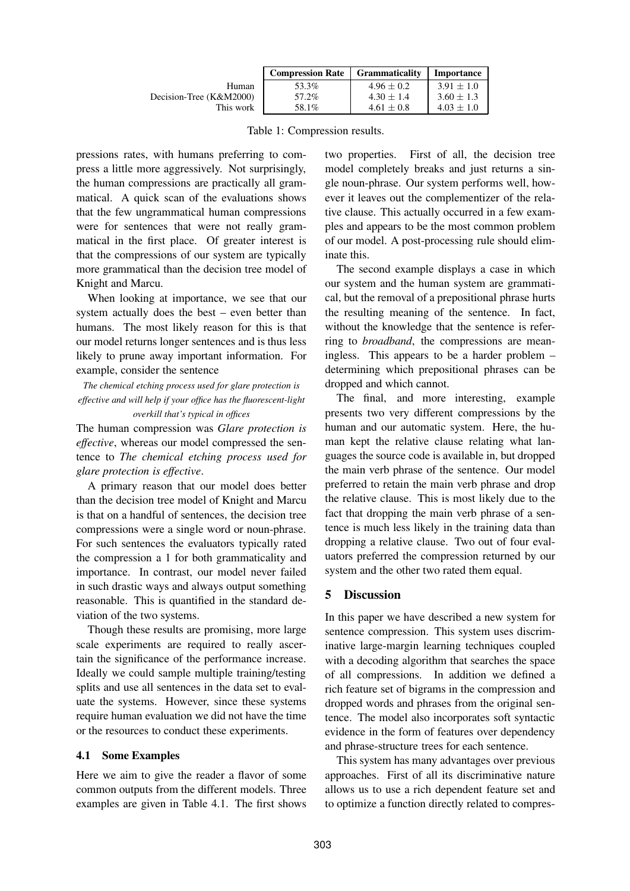| | Compression Rate | Grammaticality | Importance |
|---|---|---|---|
| Human | 53.3% | $4.96 \pm 0.2$ | $3.91 \pm 1.0$ |
| Decision-Tree (K&M2000) | 57.2% | $4.30 \pm 1.4$ | $3.60 \pm 1.3$ |
| This work | 58.1% | $4.61 \pm 0.8$ | $4.03 \pm 1.0$ |

Table 1: Compression results.

pressions rates, with humans preferring to compress a little more aggressively. Not surprisingly, the human compressions are practically all grammatical. A quick scan of the evaluations shows that the few ungrammatical human compressions were for sentences that were not really grammatical in the first place. Of greater interest is that the compressions of our system are typically more grammatical than the decision tree model of Knight and Marcu.

When looking at importance, we see that our system actually does the best – even better than humans. The most likely reason for this is that our model returns longer sentences and is thus less likely to prune away important information. For example, consider the sentence

*The chemical etching process used for glare protection is effective and will help if your office has the fluorescent-light overkill that's typical in offices*

The human compression was *Glare protection is effective*, whereas our model compressed the sentence to *The chemical etching process used for glare protection is effective*.

A primary reason that our model does better than the decision tree model of Knight and Marcu is that on a handful of sentences, the decision tree compressions were a single word or noun-phrase. For such sentences the evaluators typically rated the compression a 1 for both grammaticality and importance. In contrast, our model never failed in such drastic ways and always output something reasonable. This is quantified in the standard deviation of the two systems.

Though these results are promising, more large scale experiments are required to really ascertain the significance of the performance increase. Ideally we could sample multiple training/testing splits and use all sentences in the data set to evaluate the systems. However, since these systems require human evaluation we did not have the time or the resources to conduct these experiments.

### 4.1 Some Examples

Here we aim to give the reader a flavor of some common outputs from the different models. Three examples are given in Table 4.1. The first shows two properties. First of all, the decision tree model completely breaks and just returns a single noun-phrase. Our system performs well, however it leaves out the complementizer of the relative clause. This actually occurred in a few examples and appears to be the most common problem of our model. A post-processing rule should eliminate this.

The second example displays a case in which our system and the human system are grammatical, but the removal of a prepositional phrase hurts the resulting meaning of the sentence. In fact, without the knowledge that the sentence is referring to *broadband*, the compressions are meaningless. This appears to be a harder problem – determining which prepositional phrases can be dropped and which cannot.

The final, and more interesting, example presents two very different compressions by the human and our automatic system. Here, the human kept the relative clause relating what languages the source code is available in, but dropped the main verb phrase of the sentence. Our model preferred to retain the main verb phrase and drop the relative clause. This is most likely due to the fact that dropping the main verb phrase of a sentence is much less likely in the training data than dropping a relative clause. Two out of four evaluators preferred the compression returned by our system and the other two rated them equal.

## 5 Discussion

In this paper we have described a new system for sentence compression. This system uses discriminative large-margin learning techniques coupled with a decoding algorithm that searches the space of all compressions. In addition we defined a rich feature set of bigrams in the compression and dropped words and phrases from the original sentence. The model also incorporates soft syntactic evidence in the form of features over dependency and phrase-structure trees for each sentence.

This system has many advantages over previous approaches. First of all its discriminative nature allows us to use a rich dependent feature set and to optimize a function directly related to compres-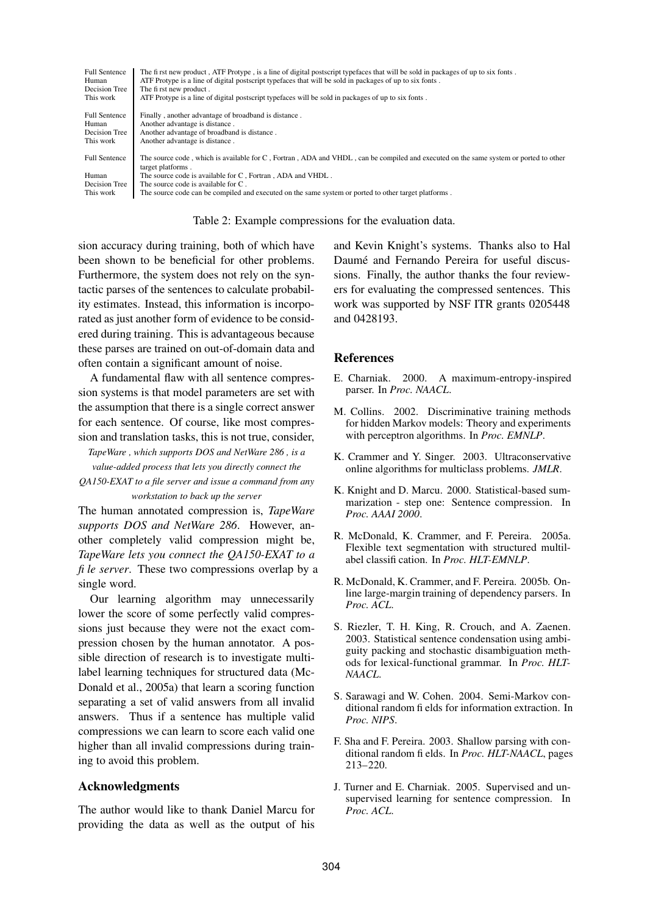| | |
|---|---|
| Full Sentence | The first new product , ATF Protype , is a line of digital postscript typefaces that will be sold in packages of up to six fonts . |
| Human | ATF Protype is a line of digital postscript typefaces that will be sold in packages of up to six fonts . |
| Decision Tree | The first new product . |
| This work | ATF Protype is a line of digital postscript typefaces will be sold in packages of up to six fonts . |
| Full Sentence | Finally , another advantage of broadband is distance . |
| Human | Another advantage is distance . |
| Decision Tree | Another advantage of broadband is distance . |
| This work | Another advantage is distance . |
| Full Sentence | The source code , which is available for C , Fortran , ADA and VHDL , can be compiled and executed on the same system or ported to other target platforms . |
| Human | The source code is available for C , Fortran , ADA and VHDL . |
| Decision Tree | The source code is available for C . |
| This work | The source code can be compiled and executed on the same system or ported to other target platforms . |

Table 2: Example compressions for the evaluation data.

sion accuracy during training, both of which have been shown to be beneficial for other problems. Furthermore, the system does not rely on the syntactic parses of the sentences to calculate probability estimates. Instead, this information is incorporated as just another form of evidence to be considered during training. This is advantageous because these parses are trained on out-of-domain data and often contain a significant amount of noise.

A fundamental flaw with all sentence compression systems is that model parameters are set with the assumption that there is a single correct answer for each sentence. Of course, like most compression and translation tasks, this is not true, consider,

*TapeWare , which supports DOS and NetWare 286 , is a value-added process that lets you directly connect the QA150-EXAT to a file server and issue a command from any workstation to back up the server*

The human annotated compression is, *TapeWare supports DOS and NetWare 286*. However, another completely valid compression might be, *TapeWare lets you connect the QA150-EXAT to a file server*. These two compressions overlap by a single word.

Our learning algorithm may unnecessarily lower the score of some perfectly valid compressions just because they were not the exact compression chosen by the human annotator. A possible direction of research is to investigate multilabel learning techniques for structured data (McDonald et al., 2005a) that learn a scoring function separating a set of valid answers from all invalid answers. Thus if a sentence has multiple valid compressions we can learn to score each valid one higher than all invalid compressions during training to avoid this problem.

## Acknowledgments

The author would like to thank Daniel Marcu for providing the data as well as the output of his and Kevin Knight's systems. Thanks also to Hal Daumé and Fernando Pereira for useful discussions. Finally, the author thanks the four reviewers for evaluating the compressed sentences. This work was supported by NSF ITR grants 0205448 and 0428193.

## References

E. Charniak. 2000. A maximum-entropy-inspired parser. In *Proc. NAACL*.

M. Collins. 2002. Discriminative training methods for hidden Markov models: Theory and experiments with perceptron algorithms. In *Proc. EMNLP*.

K. Crammer and Y. Singer. 2003. Ultraconservative online algorithms for multiclass problems. *JMLR*.

K. Knight and D. Marcu. 2000. Statistical-based summarization - step one: Sentence compression. In *Proc. AAAI 2000*.

R. McDonald, K. Crammer, and F. Pereira. 2005a. Flexible text segmentation with structured multilabel classification. In *Proc. HLT-EMNLP*.

R. McDonald, K. Crammer, and F. Pereira. 2005b. Online large-margin training of dependency parsers. In *Proc. ACL*.

S. Riezler, T. H. King, R. Crouch, and A. Zaenen. 2003. Statistical sentence condensation using ambiguity packing and stochastic disambiguation methods for lexical-functional grammar. In *Proc. HLT-NAACL*.

S. Sarawagi and W. Cohen. 2004. Semi-Markov conditional random fields for information extraction. In *Proc. NIPS*.

F. Sha and F. Pereira. 2003. Shallow parsing with conditional random fields. In *Proc. HLT-NAACL*, pages 213–220.

J. Turner and E. Charniak. 2005. Supervised and unsupervised learning for sentence compression. In *Proc. ACL*.